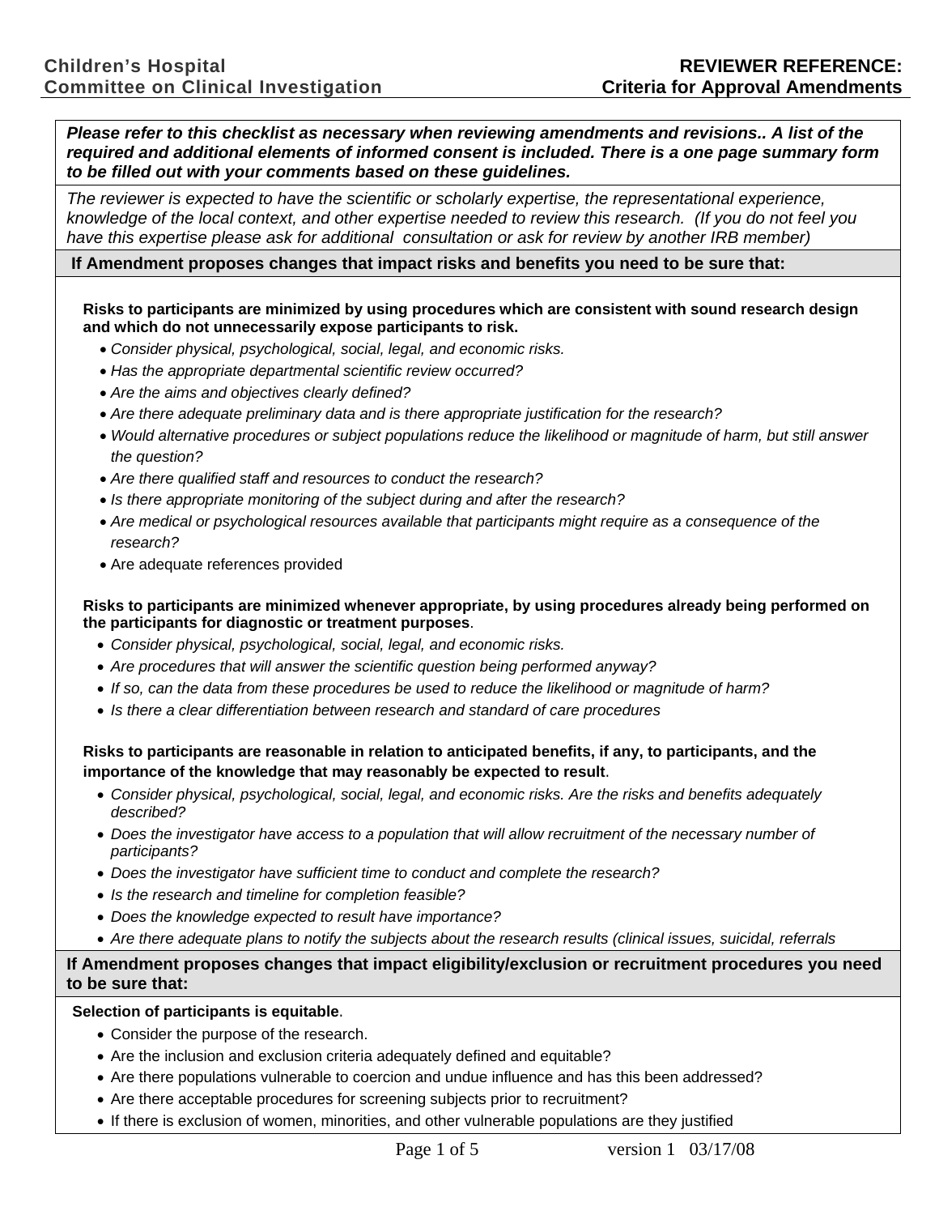**Children's Hospital**
**Committee on Clinical Investigation**

**REVIEWER REFERENCE:**
**Criteria for Approval Amendments**

***Please refer to this checklist as necessary when reviewing amendments and revisions.. A list of the required and additional elements of informed consent is included. There is a one page summary form to be filled out with your comments based on these guidelines.***

*The reviewer is expected to have the scientific or scholarly expertise, the representational experience, knowledge of the local context, and other expertise needed to review this research. (If you do not feel you have this expertise please ask for additional consultation or ask for review by another IRB member)*

## If Amendment proposes changes that impact risks and benefits you need to be sure that:

**Risks to participants are minimized by using procedures which are consistent with sound research design and which do not unnecessarily expose participants to risk.**

- *Consider physical, psychological, social, legal, and economic risks.*
- *Has the appropriate departmental scientific review occurred?*
- *Are the aims and objectives clearly defined?*
- *Are there adequate preliminary data and is there appropriate justification for the research?*
- *Would alternative procedures or subject populations reduce the likelihood or magnitude of harm, but still answer the question?*
- *Are there qualified staff and resources to conduct the research?*
- *Is there appropriate monitoring of the subject during and after the research?*
- *Are medical or psychological resources available that participants might require as a consequence of the research?*
- Are adequate references provided

**Risks to participants are minimized whenever appropriate, by using procedures already being performed on the participants for diagnostic or treatment purposes**.

- *Consider physical, psychological, social, legal, and economic risks.*
- *Are procedures that will answer the scientific question being performed anyway?*
- *If so, can the data from these procedures be used to reduce the likelihood or magnitude of harm?*
- *Is there a clear differentiation between research and standard of care procedures*

**Risks to participants are reasonable in relation to anticipated benefits, if any, to participants, and the importance of the knowledge that may reasonably be expected to result**.

- *Consider physical, psychological, social, legal, and economic risks. Are the risks and benefits adequately described?*
- *Does the investigator have access to a population that will allow recruitment of the necessary number of participants?*
- *Does the investigator have sufficient time to conduct and complete the research?*
- *Is the research and timeline for completion feasible?*
- *Does the knowledge expected to result have importance?*
- *Are there adequate plans to notify the subjects about the research results (clinical issues, suicidal, referrals*

## If Amendment proposes changes that impact eligibility/exclusion or recruitment procedures you need to be sure that:

**Selection of participants is equitable**.

- Consider the purpose of the research.
- Are the inclusion and exclusion criteria adequately defined and equitable?
- Are there populations vulnerable to coercion and undue influence and has this been addressed?
- Are there acceptable procedures for screening subjects prior to recruitment?
- If there is exclusion of women, minorities, and other vulnerable populations are they justified

version 1 03/17/08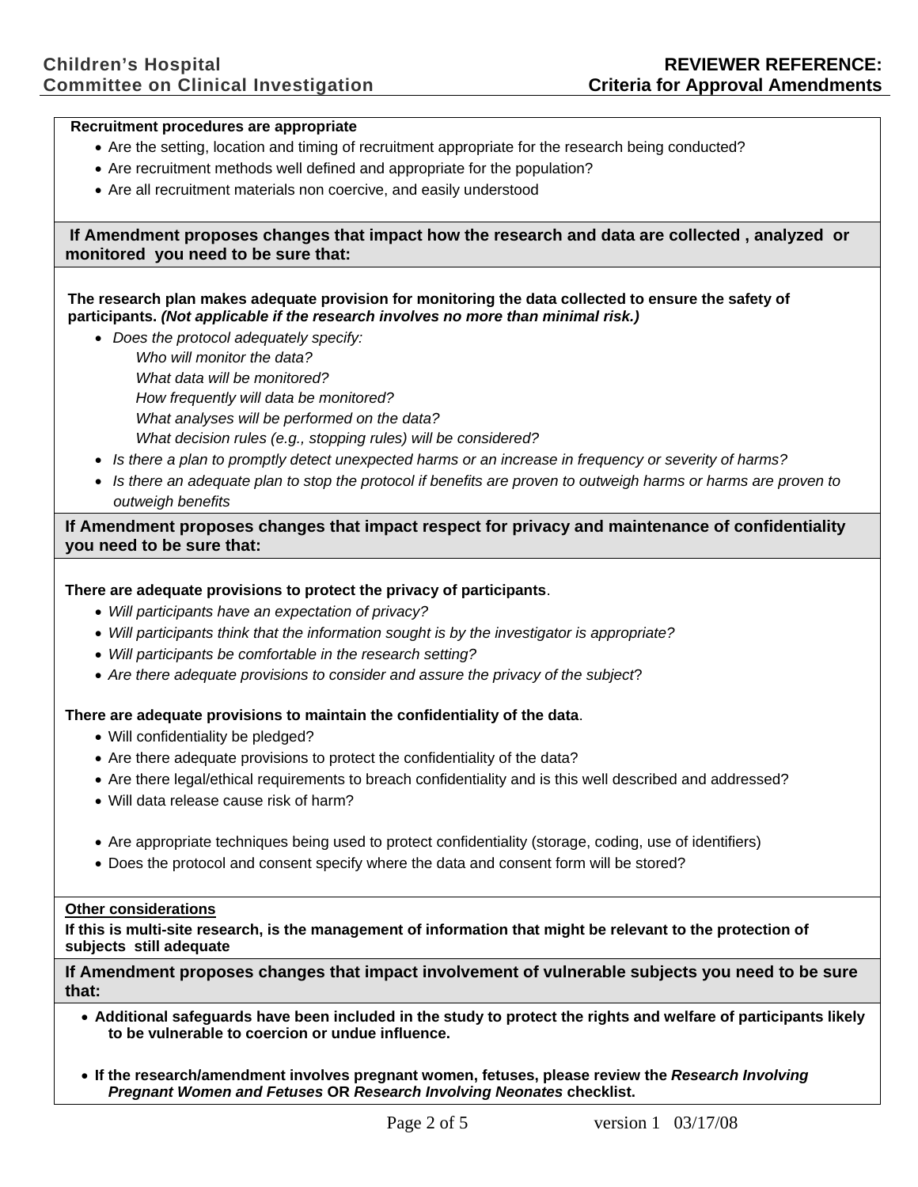**Recruitment procedures are appropriate**

- Are the setting, location and timing of recruitment appropriate for the research being conducted?
- Are recruitment methods well defined and appropriate for the population?
- Are all recruitment materials non coercive, and easily understood

## If Amendment proposes changes that impact how the research and data are collected , analyzed or monitored you need to be sure that:

**The research plan makes adequate provision for monitoring the data collected to ensure the safety of participants. *(Not applicable if the research involves no more than minimal risk.)***

- *Does the protocol adequately specify:*
  - *Who will monitor the data?*
  - *What data will be monitored?*
  - *How frequently will data be monitored?*
  - *What analyses will be performed on the data?*
  - *What decision rules (e.g., stopping rules) will be considered?*
- *Is there a plan to promptly detect unexpected harms or an increase in frequency or severity of harms?*
- *Is there an adequate plan to stop the protocol if benefits are proven to outweigh harms or harms are proven to outweigh benefits*

## If Amendment proposes changes that impact respect for privacy and maintenance of confidentiality you need to be sure that:

**There are adequate provisions to protect the privacy of participants**.

- *Will participants have an expectation of privacy?*
- *Will participants think that the information sought is by the investigator is appropriate?*
- *Will participants be comfortable in the research setting?*
- *Are there adequate provisions to consider and assure the privacy of the subject*?

**There are adequate provisions to maintain the confidentiality of the data**.

- Will confidentiality be pledged?
- Are there adequate provisions to protect the confidentiality of the data?
- Are there legal/ethical requirements to breach confidentiality and is this well described and addressed?
- Will data release cause risk of harm?
- Are appropriate techniques being used to protect confidentiality (storage, coding, use of identifiers)
- Does the protocol and consent specify where the data and consent form will be stored?

**Other considerations**

**If this is multi-site research, is the management of information that might be relevant to the protection of subjects still adequate**

## If Amendment proposes changes that impact involvement of vulnerable subjects you need to be sure that:

- **Additional safeguards have been included in the study to protect the rights and welfare of participants likely to be vulnerable to coercion or undue influence.**
- **If the research/amendment involves pregnant women, fetuses, please review the *Research Involving Pregnant Women and Fetuses* OR *Research Involving Neonates* checklist.**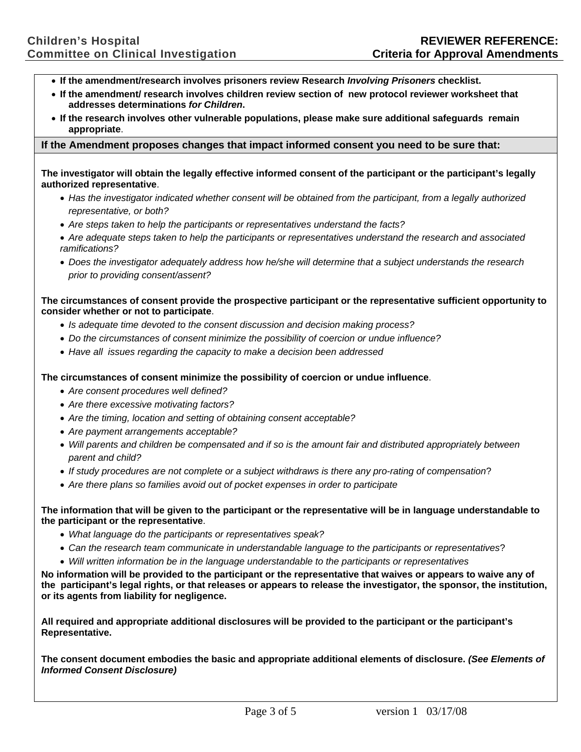- **If the amendment/research involves prisoners review Research *Involving Prisoners* checklist.**
- **If the amendment/ research involves children review section of new protocol reviewer worksheet that addresses determinations *for Children*.**
- **If the research involves other vulnerable populations, please make sure additional safeguards remain appropriate**.

**If the Amendment proposes changes that impact informed consent you need to be sure that:**

**The investigator will obtain the legally effective informed consent of the participant or the participant's legally authorized representative**.

- *Has the investigator indicated whether consent will be obtained from the participant, from a legally authorized representative, or both?*
- *Are steps taken to help the participants or representatives understand the facts?*
- *Are adequate steps taken to help the participants or representatives understand the research and associated ramifications?*
- *Does the investigator adequately address how he/she will determine that a subject understands the research prior to providing consent/assent?*

**The circumstances of consent provide the prospective participant or the representative sufficient opportunity to consider whether or not to participate**.

- *Is adequate time devoted to the consent discussion and decision making process?*
- *Do the circumstances of consent minimize the possibility of coercion or undue influence?*
- *Have all issues regarding the capacity to make a decision been addressed*

**The circumstances of consent minimize the possibility of coercion or undue influence**.

- *Are consent procedures well defined?*
- *Are there excessive motivating factors?*
- *Are the timing, location and setting of obtaining consent acceptable?*
- *Are payment arrangements acceptable?*
- *Will parents and children be compensated and if so is the amount fair and distributed appropriately between parent and child?*
- *If study procedures are not complete or a subject withdraws is there any pro-rating of compensation*?
- *Are there plans so families avoid out of pocket expenses in order to participate*

**The information that will be given to the participant or the representative will be in language understandable to the participant or the representative**.

- *What language do the participants or representatives speak?*
- *Can the research team communicate in understandable language to the participants or representatives*?
- *Will written information be in the language understandable to the participants or representatives*

**No information will be provided to the participant or the representative that waives or appears to waive any of the participant's legal rights, or that releases or appears to release the investigator, the sponsor, the institution, or its agents from liability for negligence.**

**All required and appropriate additional disclosures will be provided to the participant or the participant's Representative.**

**The consent document embodies the basic and appropriate additional elements of disclosure. *(See Elements of Informed Consent Disclosure)***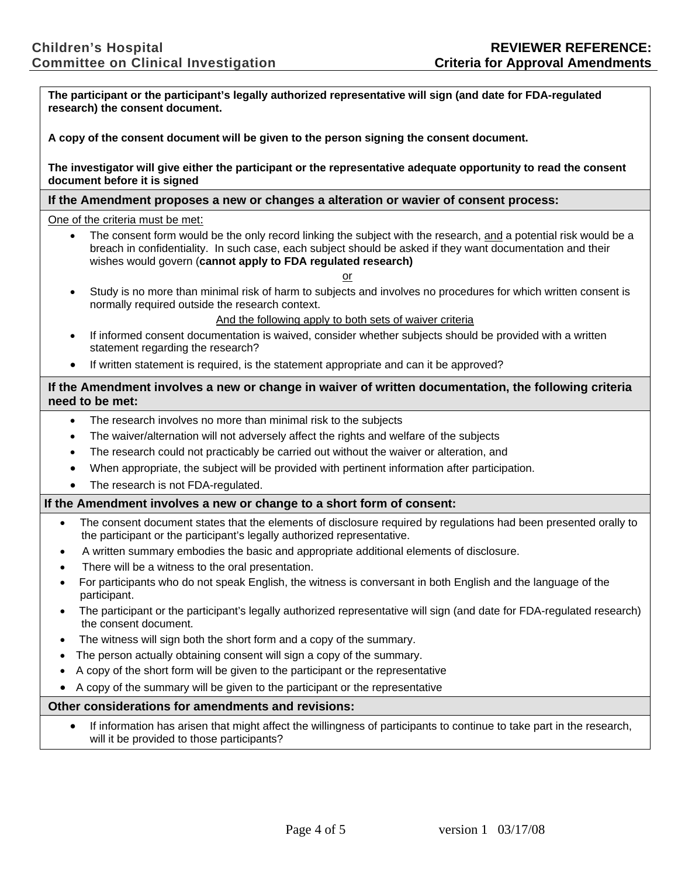**The participant or the participant's legally authorized representative will sign (and date for FDA-regulated research) the consent document.**

**A copy of the consent document will be given to the person signing the consent document.**

**The investigator will give either the participant or the representative adequate opportunity to read the consent document before it is signed**

### If the Amendment proposes a new or changes a alteration or wavier of consent process:

One of the criteria must be met:

- The consent form would be the only record linking the subject with the research, and a potential risk would be a breach in confidentiality. In such case, each subject should be asked if they want documentation and their wishes would govern (**cannot apply to FDA regulated research)**

or

- Study is no more than minimal risk of harm to subjects and involves no procedures for which written consent is normally required outside the research context.

And the following apply to both sets of waiver criteria

- If informed consent documentation is waived, consider whether subjects should be provided with a written statement regarding the research?
- If written statement is required, is the statement appropriate and can it be approved?

### If the Amendment involves a new or change in waiver of written documentation, the following criteria need to be met:

- The research involves no more than minimal risk to the subjects
- The waiver/alternation will not adversely affect the rights and welfare of the subjects
- The research could not practicably be carried out without the waiver or alteration, and
- When appropriate, the subject will be provided with pertinent information after participation.
- The research is not FDA-regulated.

### If the Amendment involves a new or change to a short form of consent:

- The consent document states that the elements of disclosure required by regulations had been presented orally to the participant or the participant's legally authorized representative.
- A written summary embodies the basic and appropriate additional elements of disclosure.
- There will be a witness to the oral presentation.
- For participants who do not speak English, the witness is conversant in both English and the language of the participant.
- The participant or the participant's legally authorized representative will sign (and date for FDA-regulated research) the consent document.
- The witness will sign both the short form and a copy of the summary.
- The person actually obtaining consent will sign a copy of the summary.
- A copy of the short form will be given to the participant or the representative
- A copy of the summary will be given to the participant or the representative

### Other considerations for amendments and revisions:

- If information has arisen that might affect the willingness of participants to continue to take part in the research, will it be provided to those participants?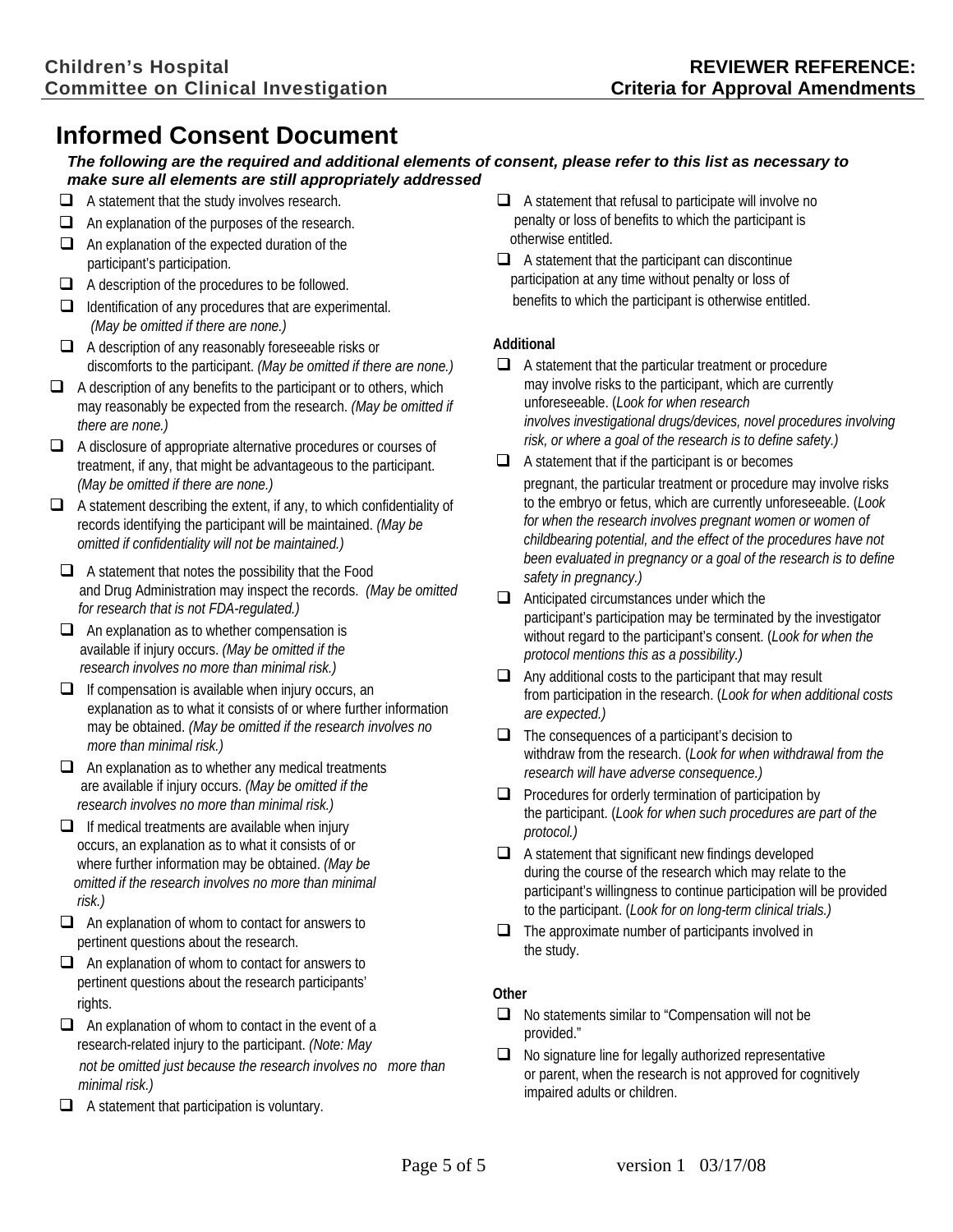# Informed Consent Document

***The following are the required and additional elements of consent, please refer to this list as necessary to make sure all elements are still appropriately addressed***

- ❑ A statement that the study involves research.
- ❑ An explanation of the purposes of the research.
- ❑ An explanation of the expected duration of the participant's participation.
- ❑ A description of the procedures to be followed.
- ❑ Identification of any procedures that are experimental. *(May be omitted if there are none.)*
- ❑ A description of any reasonably foreseeable risks or discomforts to the participant. *(May be omitted if there are none.)*
- ❑ A description of any benefits to the participant or to others, which may reasonably be expected from the research. *(May be omitted if there are none.)*
- ❑ A disclosure of appropriate alternative procedures or courses of treatment, if any, that might be advantageous to the participant. *(May be omitted if there are none.)*
- ❑ A statement describing the extent, if any, to which confidentiality of records identifying the participant will be maintained. *(May be omitted if confidentiality will not be maintained.)*
- ❑ A statement that notes the possibility that the Food and Drug Administration may inspect the records. *(May be omitted for research that is not FDA-regulated.)*
- ❑ An explanation as to whether compensation is available if injury occurs. *(May be omitted if the research involves no more than minimal risk.)*
- ❑ If compensation is available when injury occurs, an explanation as to what it consists of or where further information may be obtained. *(May be omitted if the research involves no more than minimal risk.)*
- ❑ An explanation as to whether any medical treatments are available if injury occurs. *(May be omitted if the research involves no more than minimal risk.)*
- ❑ If medical treatments are available when injury occurs, an explanation as to what it consists of or where further information may be obtained. *(May be omitted if the research involves no more than minimal risk.)*
- ❑ An explanation of whom to contact for answers to pertinent questions about the research.
- ❑ An explanation of whom to contact for answers to pertinent questions about the research participants' rights.
- ❑ An explanation of whom to contact in the event of a research-related injury to the participant. *(Note: May not be omitted just because the research involves no more than minimal risk.)*
- ❑ A statement that participation is voluntary.
- ❑ A statement that refusal to participate will involve no penalty or loss of benefits to which the participant is otherwise entitled.
- ❑ A statement that the participant can discontinue participation at any time without penalty or loss of benefits to which the participant is otherwise entitled.

**Additional**

- ❑ A statement that the particular treatment or procedure may involve risks to the participant, which are currently unforeseeable. (*Look for when research involves investigational drugs/devices, novel procedures involving risk, or where a goal of the research is to define safety.)*
- ❑ A statement that if the participant is or becomes pregnant, the particular treatment or procedure may involve risks to the embryo or fetus, which are currently unforeseeable. (*Look for when the research involves pregnant women or women of childbearing potential, and the effect of the procedures have not been evaluated in pregnancy or a goal of the research is to define safety in pregnancy.)*
- ❑ Anticipated circumstances under which the participant's participation may be terminated by the investigator without regard to the participant's consent. (*Look for when the protocol mentions this as a possibility.)*
- ❑ Any additional costs to the participant that may result from participation in the research. (*Look for when additional costs are expected.)*
- ❑ The consequences of a participant's decision to withdraw from the research. (*Look for when withdrawal from the research will have adverse consequence.)*
- ❑ Procedures for orderly termination of participation by the participant. (*Look for when such procedures are part of the protocol.)*
- ❑ A statement that significant new findings developed during the course of the research which may relate to the participant's willingness to continue participation will be provided to the participant. (*Look for on long-term clinical trials.)*
- ❑ The approximate number of participants involved in the study.

**Other**

- ❑ No statements similar to "Compensation will not be provided."
- ❑ No signature line for legally authorized representative or parent, when the research is not approved for cognitively impaired adults or children.